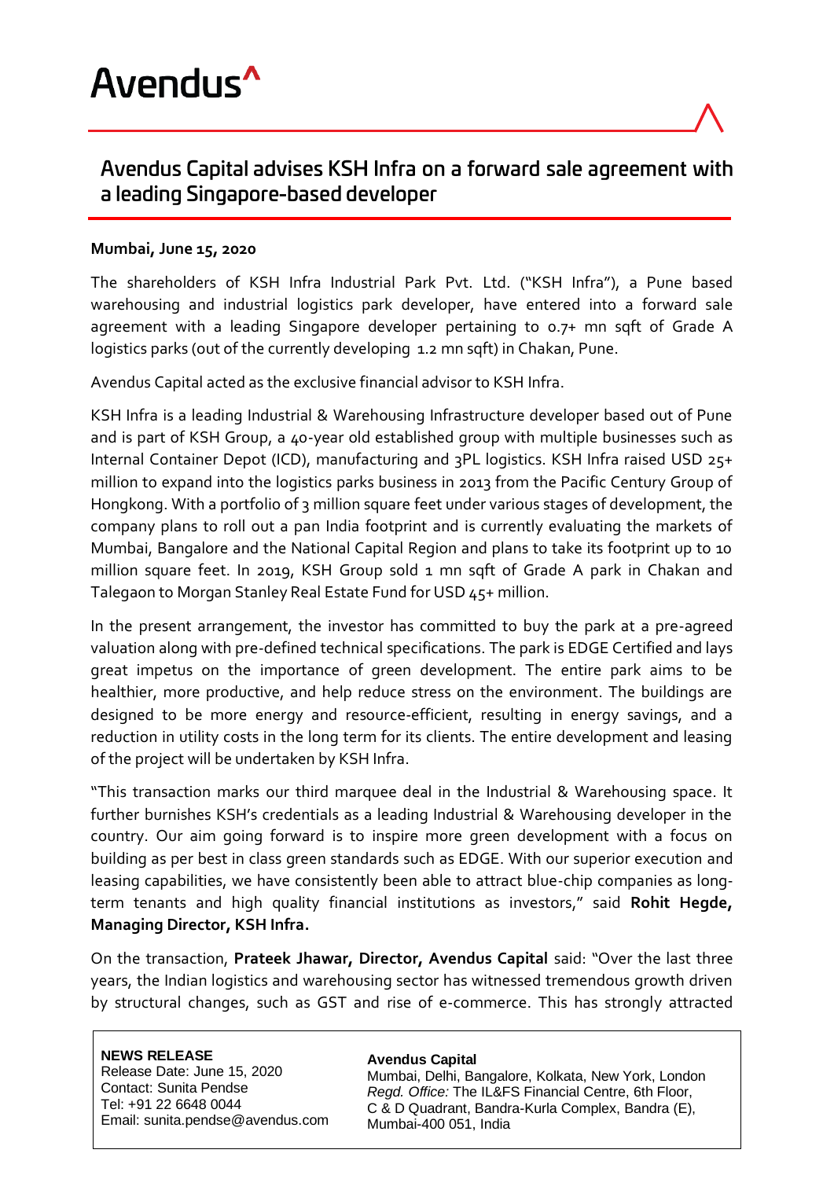Avendus^

# Avendus Capital advises KSH Infra on a forward sale agreement with a leading Singapore-based developer

**Mumbai, June 15, 2020**

The shareholders of KSH Infra Industrial Park Pvt. Ltd. ("KSH Infra"), a Pune based warehousing and industrial logistics park developer, have entered into a forward sale agreement with a leading Singapore developer pertaining to 0.7+ mn sqft of Grade A logistics parks (out of the currently developing 1.2 mn sqft) in Chakan, Pune.

Avendus Capital acted as the exclusive financial advisor to KSH Infra.

KSH Infra is a leading Industrial & Warehousing Infrastructure developer based out of Pune and is part of KSH Group, a 40-year old established group with multiple businesses such as Internal Container Depot (ICD), manufacturing and 3PL logistics. KSH Infra raised USD 25+ million to expand into the logistics parks business in 2013 from the Pacific Century Group of Hongkong. With a portfolio of 3 million square feet under various stages of development, the company plans to roll out a pan India footprint and is currently evaluating the markets of Mumbai, Bangalore and the National Capital Region and plans to take its footprint up to 10 million square feet. In 2019, KSH Group sold 1 mn sqft of Grade A park in Chakan and Talegaon to Morgan Stanley Real Estate Fund for USD 45+ million.

In the present arrangement, the investor has committed to buy the park at a pre-agreed valuation along with pre-defined technical specifications. The park is EDGE Certified and lays great impetus on the importance of green development. The entire park aims to be healthier, more productive, and help reduce stress on the environment. The buildings are designed to be more energy and resource-efficient, resulting in energy savings, and a reduction in utility costs in the long term for its clients. The entire development and leasing of the project will be undertaken by KSH Infra.

"This transaction marks our third marquee deal in the Industrial & Warehousing space. It further burnishes KSH's credentials as a leading Industrial & Warehousing developer in the country. Our aim going forward is to inspire more green development with a focus on building as per best in class green standards such as EDGE. With our superior execution and leasing capabilities, we have consistently been able to attract blue-chip companies as long-term tenants and high quality financial institutions as investors," said **Rohit Hegde, Managing Director, KSH Infra.**

On the transaction, **Prateek Jhawar, Director, Avendus Capital** said: "Over the last three years, the Indian logistics and warehousing sector has witnessed tremendous growth driven by structural changes, such as GST and rise of e-commerce. This has strongly attracted

**NEWS RELEASE**
Release Date: June 15, 2020
Contact: Sunita Pendse
Tel: +91 22 6648 0044
Email: sunita.pendse@avendus.com

**Avendus Capital**
Mumbai, Delhi, Bangalore, Kolkata, New York, London
*Regd. Office:* The IL&FS Financial Centre, 6th Floor, C & D Quadrant, Bandra-Kurla Complex, Bandra (E), Mumbai-400 051, India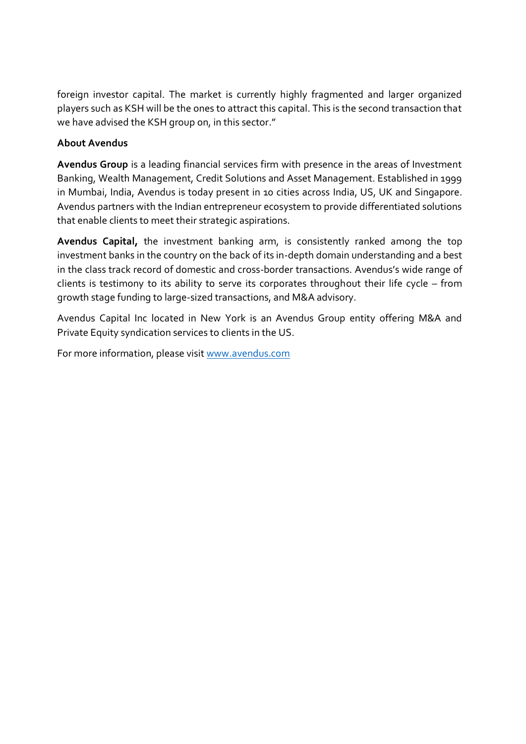foreign investor capital. The market is currently highly fragmented and larger organized players such as KSH will be the ones to attract this capital. This is the second transaction that we have advised the KSH group on, in this sector."

**About Avendus**

**Avendus Group** is a leading financial services firm with presence in the areas of Investment Banking, Wealth Management, Credit Solutions and Asset Management. Established in 1999 in Mumbai, India, Avendus is today present in 10 cities across India, US, UK and Singapore. Avendus partners with the Indian entrepreneur ecosystem to provide differentiated solutions that enable clients to meet their strategic aspirations.

**Avendus Capital,** the investment banking arm, is consistently ranked among the top investment banks in the country on the back of its in-depth domain understanding and a best in the class track record of domestic and cross-border transactions. Avendus's wide range of clients is testimony to its ability to serve its corporates throughout their life cycle – from growth stage funding to large-sized transactions, and M&A advisory.

Avendus Capital Inc located in New York is an Avendus Group entity offering M&A and Private Equity syndication services to clients in the US.

For more information, please visit [www.avendus.com](http://www.avendus.com)